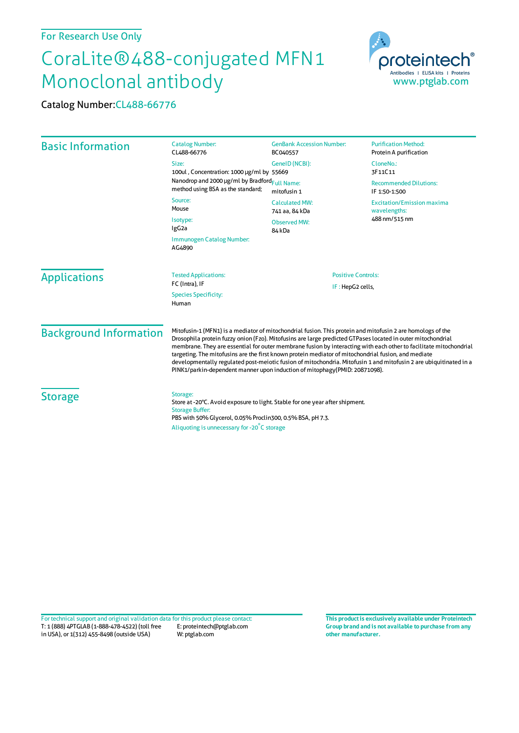For Research Use Only

# CoraLite®488-conjugated MFN1 Monoclonal antibody

Catalog Number: CL488-66776

## Basic Information

Catalog Number:
CL488-66776

Size:
100ul , Concentration: 1000 μg/ml by Nanodrop and 2000 μg/ml by Bradford method using BSA as the standard;

Source:
Mouse

Isotype:
IgG2a

Immunogen Catalog Number:
AG4890

GenBank Accession Number:
BC040557

GeneID (NCBI):
55669

Full Name:
mitofusin 1

Calculated MW:
741 aa, 84 kDa

Observed MW:
84 kDa

Purification Method:
Protein A purification

CloneNo.:
3F11C11

Recommended Dilutions:
IF 1:50-1:500

Excitation/Emission maxima wavelengths:
488 nm/515 nm

## Applications

Tested Applications:
FC (Intra), IF

Species Specificity:
Human

Positive Controls:
IF : HepG2 cells,

## Background Information

Mitofusin-1 (MFN1) is a mediator of mitochondrial fusion. This protein and mitofusin 2 are homologs of the Drosophila protein fuzzy onion (Fzo). Mitofusins are large predicted GTPases located in outer mitochondrial membrane. They are essential for outer membrane fusion by interacting with each other to facilitate mitochondrial targeting. The mitofusins are the first known protein mediator of mitochondrial fusion, and mediate developmentally regulated post-meiotic fusion of mitochondria. Mitofusin 1 and mitofusin 2 are ubiquitinated in a PINK1/parkin-dependent manner upon induction of mitophagy(PMID: 20871098).

## Storage

Storage:
Store at -20°C. Avoid exposure to light. Stable for one year after shipment.

Storage Buffer:
PBS with 50% Glycerol, 0.05% Proclin300, 0.5% BSA, pH 7.3.

Aliquoting is unnecessary for -20°C storage

For technical support and original validation data for this product please contact:
T: 1 (888) 4PTGLAB (1-888-478-4522) (toll free in USA), or 1(312) 455-8498 (outside USA)
E: proteintech@ptglab.com
W: ptglab.com

**This product is exclusively available under Proteintech Group brand and is not available to purchase from any other manufacturer.**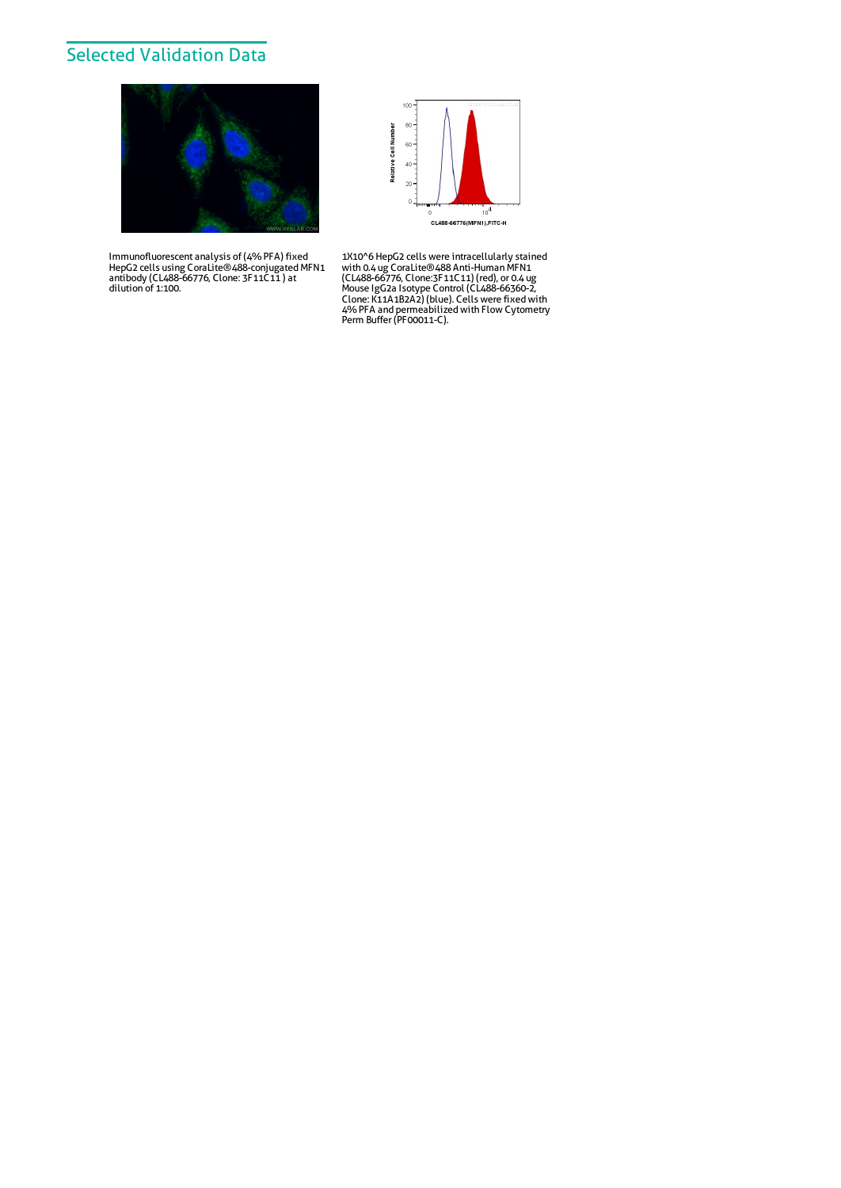## Selected Validation Data

WWW.PTGLAB.COM

Immunofluorescent analysis of (4% PFA) fixed HepG2 cells using CoraLite®488-conjugated MFN1 antibody (CL488-66776, Clone: 3F11C11 ) at dilution of 1:100.

Relative Cell Number

100
80
60
40
20
0

0
$10^4$

CL488-66776(MFN1),FITC-H

WWW.PTGLAB.COM

1X10^6 HepG2 cells were intracellularly stained with 0.4 ug CoraLite®488 Anti-Human MFN1 (CL488-66776, Clone:3F11C11) (red), or 0.4 ug Mouse IgG2a Isotype Control (CL488-66360-2, Clone: K11A1B2A2) (blue). Cells were fixed with 4% PFA and permeabilized with Flow Cytometry Perm Buffer (PF00011-C).